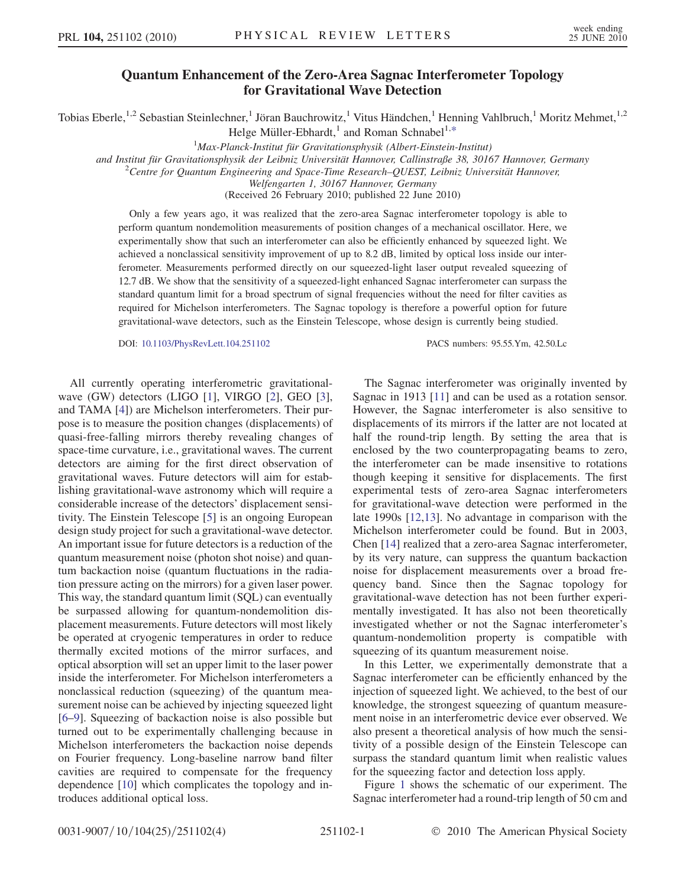# Quantum Enhancement of the Zero-Area Sagnac Interferometer Topology for Gravitational Wave Detection

Tobias Eberle,[1,2] Sebastian Steinlechner,[1] Jöran Bauchrowitz,[1] Vitus Händchen,[1] Henning Vahlbruch,[1] Moritz Mehmet,[1,2] Helge Müller-Ebhardt,[1] and Roman Schnabel[1,*]

[1]*Max-Planck-Institut für Gravitationsphysik (Albert-Einstein-Institut) and Institut für Gravitationsphysik der Leibniz Universität Hannover, Callinstraße 38, 30167 Hannover, Germany*

[2]*Centre for Quantum Engineering and Space-Time Research–QUEST, Leibniz Universität Hannover, Welfengarten 1, 30167 Hannover, Germany*

(Received 26 February 2010; published 22 June 2010)

Only a few years ago, it was realized that the zero-area Sagnac interferometer topology is able to perform quantum nondemolition measurements of position changes of a mechanical oscillator. Here, we experimentally show that such an interferometer can also be efficiently enhanced by squeezed light. We achieved a nonclassical sensitivity improvement of up to 8.2 dB, limited by optical loss inside our interferometer. Measurements performed directly on our squeezed-light laser output revealed squeezing of 12.7 dB. We show that the sensitivity of a squeezed-light enhanced Sagnac interferometer can surpass the standard quantum limit for a broad spectrum of signal frequencies without the need for filter cavities as required for Michelson interferometers. The Sagnac topology is therefore a powerful option for future gravitational-wave detectors, such as the Einstein Telescope, whose design is currently being studied.

DOI: 10.1103/PhysRevLett.104.251102 PACS numbers: 95.55.Ym, 42.50.Lc

All currently operating interferometric gravitational-wave (GW) detectors (LIGO [1], VIRGO [2], GEO [3], and TAMA [4]) are Michelson interferometers. Their purpose is to measure the position changes (displacements) of quasi-free-falling mirrors thereby revealing changes of space-time curvature, i.e., gravitational waves. The current detectors are aiming for the first direct observation of gravitational waves. Future detectors will aim for establishing gravitational-wave astronomy which will require a considerable increase of the detectors' displacement sensitivity. The Einstein Telescope [5] is an ongoing European design study project for such a gravitational-wave detector. An important issue for future detectors is a reduction of the quantum measurement noise (photon shot noise) and quantum backaction noise (quantum fluctuations in the radiation pressure acting on the mirrors) for a given laser power. This way, the standard quantum limit (SQL) can eventually be surpassed allowing for quantum-nondemolition displacement measurements. Future detectors will most likely be operated at cryogenic temperatures in order to reduce thermally excited motions of the mirror surfaces, and optical absorption will set an upper limit to the laser power inside the interferometer. For Michelson interferometers a nonclassical reduction (squeezing) of the quantum measurement noise can be achieved by injecting squeezed light [6–9]. Squeezing of backaction noise is also possible but turned out to be experimentally challenging because in Michelson interferometers the backaction noise depends on Fourier frequency. Long-baseline narrow band filter cavities are required to compensate for the frequency dependence [10] which complicates the topology and introduces additional optical loss.

The Sagnac interferometer was originally invented by Sagnac in 1913 [11] and can be used as a rotation sensor. However, the Sagnac interferometer is also sensitive to displacements of its mirrors if the latter are not located at half the round-trip length. By setting the area that is enclosed by the two counterpropagating beams to zero, the interferometer can be made insensitive to rotations though keeping it sensitive for displacements. The first experimental tests of zero-area Sagnac interferometers for gravitational-wave detection were performed in the late 1990s [12,13]. No advantage in comparison with the Michelson interferometer could be found. But in 2003, Chen [14] realized that a zero-area Sagnac interferometer, by its very nature, can suppress the quantum backaction noise for displacement measurements over a broad frequency band. Since then the Sagnac topology for gravitational-wave detection has not been further experimentally investigated. It has also not been theoretically investigated whether or not the Sagnac interferometer's quantum-nondemolition property is compatible with squeezing of its quantum measurement noise.

In this Letter, we experimentally demonstrate that a Sagnac interferometer can be efficiently enhanced by the injection of squeezed light. We achieved, to the best of our knowledge, the strongest squeezing of quantum measurement noise in an interferometric device ever observed. We also present a theoretical analysis of how much the sensitivity of a possible design of the Einstein Telescope can surpass the standard quantum limit when realistic values for the squeezing factor and detection loss apply.

Figure 1 shows the schematic of our experiment. The Sagnac interferometer had a round-trip length of 50 cm and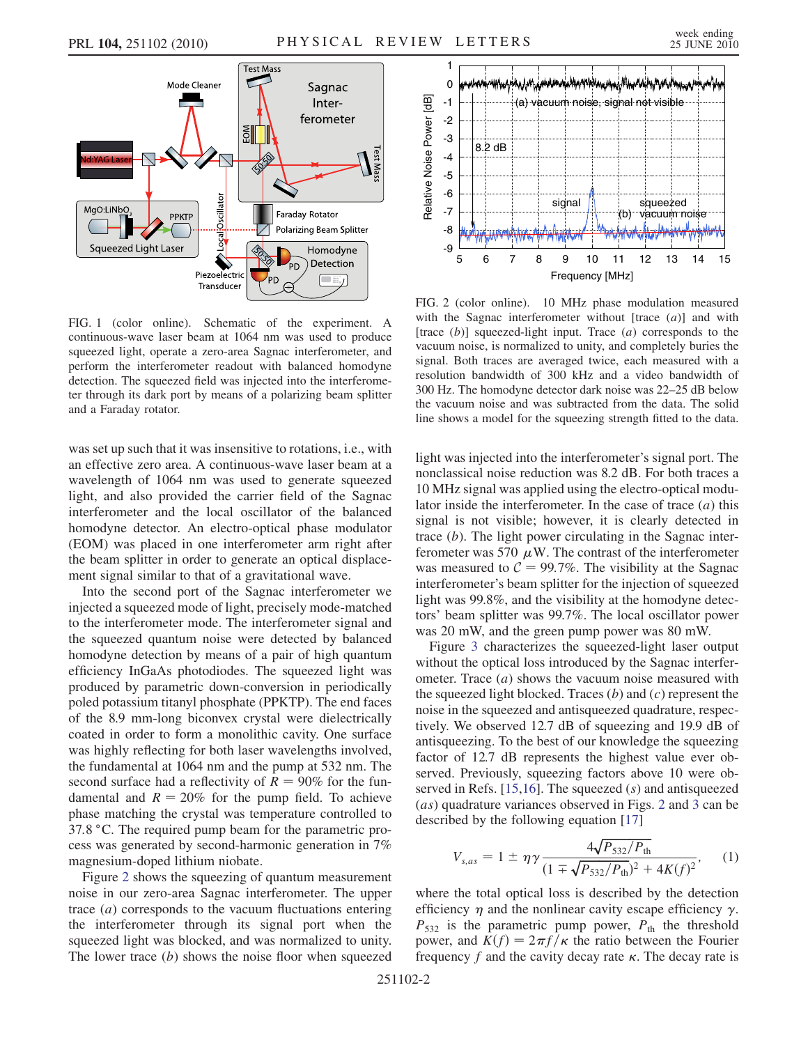FIG. 1 (color online). Schematic of the experiment. A continuous-wave laser beam at 1064 nm was used to produce squeezed light, operate a zero-area Sagnac interferometer, and perform the interferometer readout with balanced homodyne detection. The squeezed field was injected into the interferometer through its dark port by means of a polarizing beam splitter and a Faraday rotator.

FIG. 2 (color online). 10 MHz phase modulation measured with the Sagnac interferometer without [trace (*a*)] and with [trace (*b*)] squeezed-light input. Trace (*a*) corresponds to the vacuum noise, is normalized to unity, and completely buries the signal. Both traces are averaged twice, each measured with a resolution bandwidth of 300 kHz and a video bandwidth of 300 Hz. The homodyne detector dark noise was 22–25 dB below the vacuum noise and was subtracted from the data. The solid line shows a model for the squeezing strength fitted to the data.

was set up such that it was insensitive to rotations, i.e., with an effective zero area. A continuous-wave laser beam at a wavelength of 1064 nm was used to generate squeezed light, and also provided the carrier field of the Sagnac interferometer and the local oscillator of the balanced homodyne detector. An electro-optical phase modulator (EOM) was placed in one interferometer arm right after the beam splitter in order to generate an optical displacement signal similar to that of a gravitational wave.

Into the second port of the Sagnac interferometer we injected a squeezed mode of light, precisely mode-matched to the interferometer mode. The interferometer signal and the squeezed quantum noise were detected by balanced homodyne detection by means of a pair of high quantum efficiency InGaAs photodiodes. The squeezed light was produced by parametric down-conversion in periodically poled potassium titanyl phosphate (PPKTP). The end faces of the 8.9 mm-long biconvex crystal were dielectrically coated in order to form a monolithic cavity. One surface was highly reflecting for both laser wavelengths involved, the fundamental at 1064 nm and the pump at 532 nm. The second surface had a reflectivity of $R = 90\%$ for the fundamental and $R = 20\%$ for the pump field. To achieve phase matching the crystal was temperature controlled to 37.8 °C. The required pump beam for the parametric process was generated by second-harmonic generation in 7% magnesium-doped lithium niobate.

Figure 2 shows the squeezing of quantum measurement noise in our zero-area Sagnac interferometer. The upper trace (*a*) corresponds to the vacuum fluctuations entering the interferometer through its signal port when the squeezed light was blocked, and was normalized to unity. The lower trace (*b*) shows the noise floor when squeezed light was injected into the interferometer's signal port. The nonclassical noise reduction was 8.2 dB. For both traces a 10 MHz signal was applied using the electro-optical modulator inside the interferometer. In the case of trace (*a*) this signal is not visible; however, it is clearly detected in trace (*b*). The light power circulating in the Sagnac interferometer was 570 $\mu$W. The contrast of the interferometer was measured to $\mathcal{C} = 99.7\%$. The visibility at the Sagnac interferometer's beam splitter for the injection of squeezed light was 99.8%, and the visibility at the homodyne detectors' beam splitter was 99.7%. The local oscillator power was 20 mW, and the green pump power was 80 mW.

Figure 3 characterizes the squeezed-light laser output without the optical loss introduced by the Sagnac interferometer. Trace (*a*) shows the vacuum noise measured with the squeezed light blocked. Traces (*b*) and (*c*) represent the noise in the squeezed and antisqueezed quadrature, respectively. We observed 12.7 dB of squeezing and 19.9 dB of antisqueezing. To the best of our knowledge the squeezing factor of 12.7 dB represents the highest value ever observed. Previously, squeezing factors above 10 were observed in Refs. [15,16]. The squeezed (*s*) and antisqueezed (*as*) quadrature variances observed in Figs. 2 and 3 can be described by the following equation [17]

$$V_{s,as} = 1 \pm \eta\gamma \frac{4\sqrt{P_{532}/P_{\rm th}}}{(1 \mp \sqrt{P_{532}/P_{\rm th}})^2 + 4K(f)^2}, \qquad (1)$$

where the total optical loss is described by the detection efficiency $\eta$ and the nonlinear cavity escape efficiency $\gamma$. $P_{532}$ is the parametric pump power, $P_{\rm th}$ the threshold power, and $K(f) = 2\pi f/\kappa$ the ratio between the Fourier frequency $f$ and the cavity decay rate $\kappa$. The decay rate is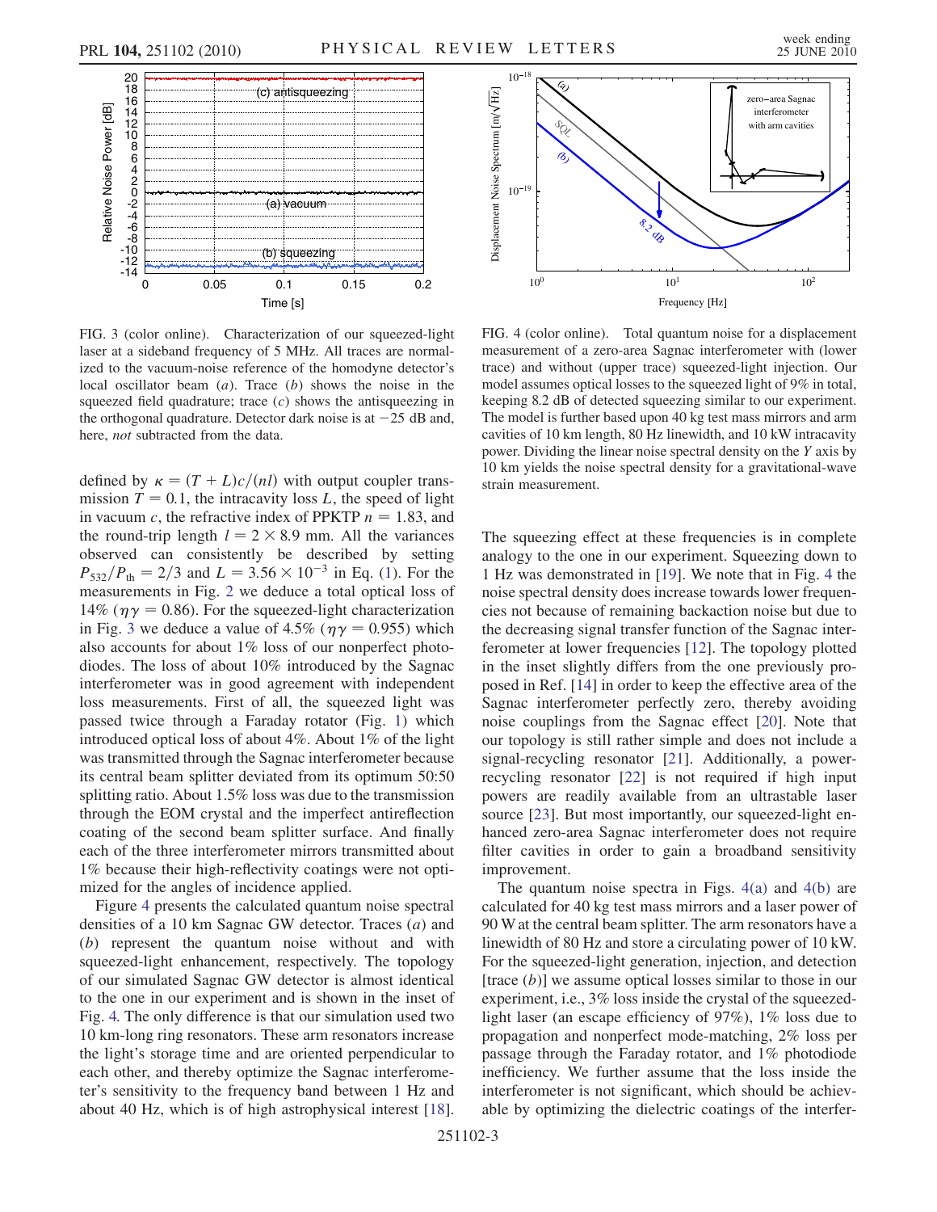FIG. 3 (color online). Characterization of our squeezed-light laser at a sideband frequency of 5 MHz. All traces are normalized to the vacuum-noise reference of the homodyne detector's local oscillator beam (*a*). Trace (*b*) shows the noise in the squeezed field quadrature; trace (*c*) shows the antisqueezing in the orthogonal quadrature. Detector dark noise is at −25 dB and, here, *not* subtracted from the data.

FIG. 4 (color online). Total quantum noise for a displacement measurement of a zero-area Sagnac interferometer with (lower trace) and without (upper trace) squeezed-light injection. Our model assumes optical losses to the squeezed light of 9% in total, keeping 8.2 dB of detected squeezing similar to our experiment. The model is further based upon 40 kg test mass mirrors and arm cavities of 10 km length, 80 Hz linewidth, and 10 kW intracavity power. Dividing the linear noise spectral density on the *Y* axis by 10 km yields the noise spectral density for a gravitational-wave strain measurement.

defined by $\kappa = (T + L)c/(nl)$ with output coupler transmission $T = 0.1$, the intracavity loss $L$, the speed of light in vacuum $c$, the refractive index of PPKTP $n = 1.83$, and the round-trip length $l = 2 \times 8.9$ mm. All the variances observed can consistently be described by setting $P_{532}/P_{\mathrm{th}} = 2/3$ and $L = 3.56 \times 10^{-3}$ in Eq. (1). For the measurements in Fig. 2 we deduce a total optical loss of 14% ($\eta\gamma = 0.86$). For the squeezed-light characterization in Fig. 3 we deduce a value of 4.5% ($\eta\gamma = 0.955$) which also accounts for about 1% loss of our nonperfect photodiodes. The loss of about 10% introduced by the Sagnac interferometer was in good agreement with independent loss measurements. First of all, the squeezed light was passed twice through a Faraday rotator (Fig. 1) which introduced optical loss of about 4%. About 1% of the light was transmitted through the Sagnac interferometer because its central beam splitter deviated from its optimum 50:50 splitting ratio. About 1.5% loss was due to the transmission through the EOM crystal and the imperfect antireflection coating of the second beam splitter surface. And finally each of the three interferometer mirrors transmitted about 1% because their high-reflectivity coatings were not optimized for the angles of incidence applied.

Figure 4 presents the calculated quantum noise spectral densities of a 10 km Sagnac GW detector. Traces (*a*) and (*b*) represent the quantum noise without and with squeezed-light enhancement, respectively. The topology of our simulated Sagnac GW detector is almost identical to the one in our experiment and is shown in the inset of Fig. 4. The only difference is that our simulation used two 10 km-long ring resonators. These arm resonators increase the light's storage time and are oriented perpendicular to each other, and thereby optimize the Sagnac interferometer's sensitivity to the frequency band between 1 Hz and about 40 Hz, which is of high astrophysical interest [18]. The squeezing effect at these frequencies is in complete analogy to the one in our experiment. Squeezing down to 1 Hz was demonstrated in [19]. We note that in Fig. 4 the noise spectral density does increase towards lower frequencies not because of remaining backaction noise but due to the decreasing signal transfer function of the Sagnac interferometer at lower frequencies [12]. The topology plotted in the inset slightly differs from the one previously proposed in Ref. [14] in order to keep the effective area of the Sagnac interferometer perfectly zero, thereby avoiding noise couplings from the Sagnac effect [20]. Note that our topology is still rather simple and does not include a signal-recycling resonator [21]. Additionally, a power-recycling resonator [22] is not required if high input powers are readily available from an ultrastable laser source [23]. But most importantly, our squeezed-light enhanced zero-area Sagnac interferometer does not require filter cavities in order to gain a broadband sensitivity improvement.

The quantum noise spectra in Figs. 4(a) and 4(b) are calculated for 40 kg test mass mirrors and a laser power of 90 W at the central beam splitter. The arm resonators have a linewidth of 80 Hz and store a circulating power of 10 kW. For the squeezed-light generation, injection, and detection [trace (*b*)] we assume optical losses similar to those in our experiment, i.e., 3% loss inside the crystal of the squeezed-light laser (an escape efficiency of 97%), 1% loss due to propagation and nonperfect mode-matching, 2% loss per passage through the Faraday rotator, and 1% photodiode inefficiency. We further assume that the loss inside the interferometer is not significant, which should be achievable by optimizing the dielectric coatings of the interfer-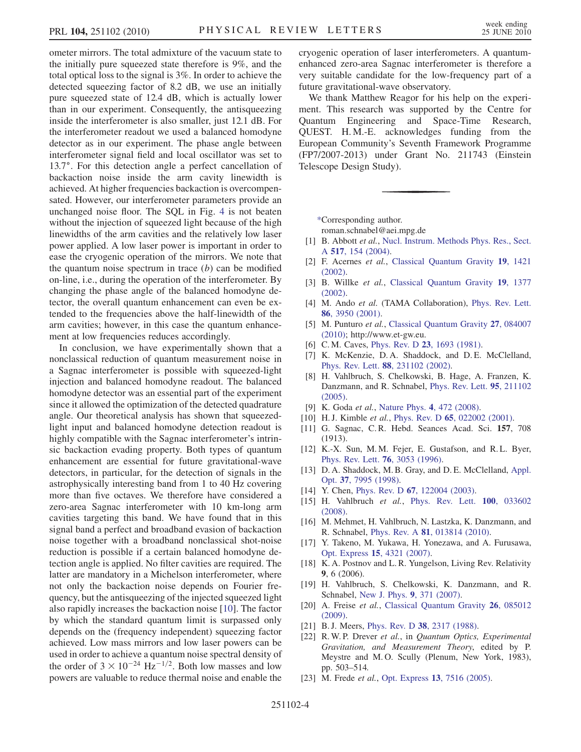ometer mirrors. The total admixture of the vacuum state to the initially pure squeezed state therefore is 9%, and the total optical loss to the signal is 3%. In order to achieve the detected squeezing factor of 8.2 dB, we use an initially pure squeezed state of 12.4 dB, which is actually lower than in our experiment. Consequently, the antisqueezing inside the interferometer is also smaller, just 12.1 dB. For the interferometer readout we used a balanced homodyne detector as in our experiment. The phase angle between interferometer signal field and local oscillator was set to 13.7°. For this detection angle a perfect cancellation of backaction noise inside the arm cavity linewidth is achieved. At higher frequencies backaction is overcompensated. However, our interferometer parameters provide an unchanged noise floor. The SQL in Fig. 4 is not beaten without the injection of squeezed light because of the high linewidths of the arm cavities and the relatively low laser power applied. A low laser power is important in order to ease the cryogenic operation of the mirrors. We note that the quantum noise spectrum in trace (*b*) can be modified on-line, i.e., during the operation of the interferometer. By changing the phase angle of the balanced homodyne detector, the overall quantum enhancement can even be extended to the frequencies above the half-linewidth of the arm cavities; however, in this case the quantum enhancement at low frequencies reduces accordingly.

In conclusion, we have experimentally shown that a nonclassical reduction of quantum measurement noise in a Sagnac interferometer is possible with squeezed-light injection and balanced homodyne readout. The balanced homodyne detector was an essential part of the experiment since it allowed the optimization of the detected quadrature angle. Our theoretical analysis has shown that squeezed-light input and balanced homodyne detection readout is highly compatible with the Sagnac interferometer's intrinsic backaction evading property. Both types of quantum enhancement are essential for future gravitational-wave detectors, in particular, for the detection of signals in the astrophysically interesting band from 1 to 40 Hz covering more than five octaves. We therefore have considered a zero-area Sagnac interferometer with 10 km-long arm cavities targeting this band. We have found that in this signal band a perfect and broadband evasion of backaction noise together with a broadband nonclassical shot-noise reduction is possible if a certain balanced homodyne detection angle is applied. No filter cavities are required. The latter are mandatory in a Michelson interferometer, where not only the backaction noise depends on Fourier frequency, but the antisqueezing of the injected squeezed light also rapidly increases the backaction noise [10]. The factor by which the standard quantum limit is surpassed only depends on the (frequency independent) squeezing factor achieved. Low mass mirrors and low laser powers can be used in order to achieve a quantum noise spectral density of the order of $3 \times 10^{-24}$ Hz$^{-1/2}$. Both low masses and low powers are valuable to reduce thermal noise and enable the cryogenic operation of laser interferometers. A quantum-enhanced zero-area Sagnac interferometer is therefore a very suitable candidate for the low-frequency part of a future gravitational-wave observatory.

We thank Matthew Reagor for his help on the experiment. This research was supported by the Centre for Quantum Engineering and Space-Time Research, QUEST. H. M.-E. acknowledges funding from the European Community's Seventh Framework Programme (FP7/2007-2013) under Grant No. 211743 (Einstein Telescope Design Study).

---

*Corresponding author.
roman.schnabel@aei.mpg.de

[1] B. Abbott *et al.*, Nucl. Instrum. Methods Phys. Res., Sect. A **517**, 154 (2004).
[2] F. Acernes *et al.*, Classical Quantum Gravity **19**, 1421 (2002).
[3] B. Willke *et al.*, Classical Quantum Gravity **19**, 1377 (2002).
[4] M. Ando *et al.* (TAMA Collaboration), Phys. Rev. Lett. **86**, 3950 (2001).
[5] M. Punturo *et al.*, Classical Quantum Gravity **27**, 084007 (2010); http://www.et-gw.eu.
[6] C. M. Caves, Phys. Rev. D **23**, 1693 (1981).
[7] K. McKenzie, D. A. Shaddock, and D. E. McClelland, Phys. Rev. Lett. **88**, 231102 (2002).
[8] H. Vahlbruch, S. Chelkowski, B. Hage, A. Franzen, K. Danzmann, and R. Schnabel, Phys. Rev. Lett. **95**, 211102 (2005).
[9] K. Goda *et al.*, Nature Phys. **4**, 472 (2008).
[10] H. J. Kimble *et al.*, Phys. Rev. D **65**, 022002 (2001).
[11] G. Sagnac, C. R. Hebd. Seances Acad. Sci. **157**, 708 (1913).
[12] K.-X. Sun, M. M. Fejer, E. Gustafson, and R. L. Byer, Phys. Rev. Lett. **76**, 3053 (1996).
[13] D. A. Shaddock, M. B. Gray, and D. E. McClelland, Appl. Opt. **37**, 7995 (1998).
[14] Y. Chen, Phys. Rev. D **67**, 122004 (2003).
[15] H. Vahlbruch *et al.*, Phys. Rev. Lett. **100**, 033602 (2008).
[16] M. Mehmet, H. Vahlbruch, N. Lastzka, K. Danzmann, and R. Schnabel, Phys. Rev. A **81**, 013814 (2010).
[17] Y. Takeno, M. Yukawa, H. Yonezawa, and A. Furusawa, Opt. Express **15**, 4321 (2007).
[18] K. A. Postnov and L. R. Yungelson, Living Rev. Relativity **9**, 6 (2006).
[19] H. Vahlbruch, S. Chelkowski, K. Danzmann, and R. Schnabel, New J. Phys. **9**, 371 (2007).
[20] A. Freise *et al.*, Classical Quantum Gravity **26**, 085012 (2009).
[21] B. J. Meers, Phys. Rev. D **38**, 2317 (1988).
[22] R. W. P. Drever *et al.*, in *Quantum Optics, Experimental Gravitation, and Measurement Theory*, edited by P. Meystre and M. O. Scully (Plenum, New York, 1983), pp. 503–514.
[23] M. Frede *et al.*, Opt. Express **13**, 7516 (2005).